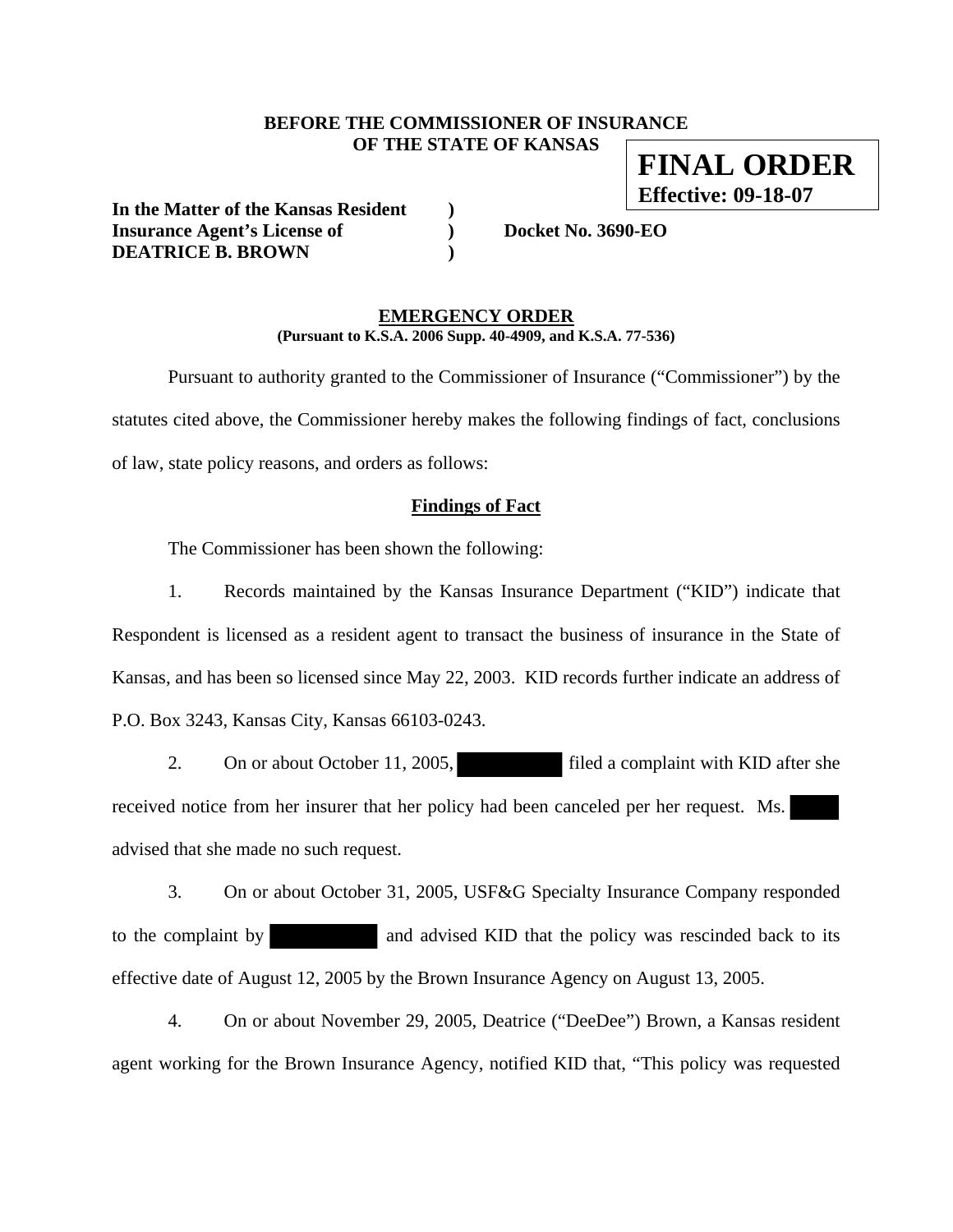**BEFORE THE COMMISSIONER OF INSURANCE**
**OF THE STATE OF KANSAS**

**FINAL ORDER**
**Effective: 09-18-07**

**In the Matter of the Kansas Resident )**
**Insurance Agent's License of ) Docket No. 3690-EO**
**DEATRICE B. BROWN )**

## EMERGENCY ORDER

**(Pursuant to K.S.A. 2006 Supp. 40-4909, and K.S.A. 77-536)**

Pursuant to authority granted to the Commissioner of Insurance ("Commissioner") by the statutes cited above, the Commissioner hereby makes the following findings of fact, conclusions of law, state policy reasons, and orders as follows:

### Findings of Fact

The Commissioner has been shown the following:

1. Records maintained by the Kansas Insurance Department ("KID") indicate that Respondent is licensed as a resident agent to transact the business of insurance in the State of Kansas, and has been so licensed since May 22, 2003. KID records further indicate an address of P.O. Box 3243, Kansas City, Kansas 66103-0243.

2. On or about October 11, 2005, [REDACTED] filed a complaint with KID after she received notice from her insurer that her policy had been canceled per her request. Ms. [REDACTED] advised that she made no such request.

3. On or about October 31, 2005, USF&G Specialty Insurance Company responded to the complaint by [REDACTED] and advised KID that the policy was rescinded back to its effective date of August 12, 2005 by the Brown Insurance Agency on August 13, 2005.

4. On or about November 29, 2005, Deatrice ("DeeDee") Brown, a Kansas resident agent working for the Brown Insurance Agency, notified KID that, "This policy was requested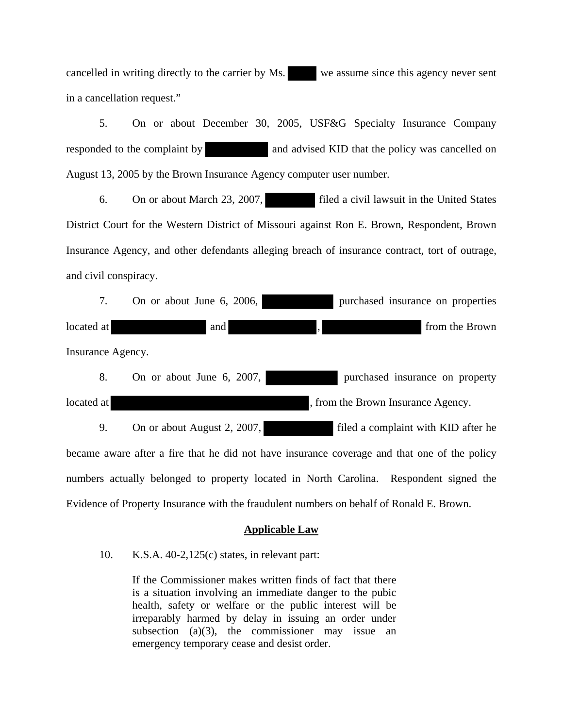cancelled in writing directly to the carrier by Ms. ██████ we assume since this agency never sent in a cancellation request."

5. On or about December 30, 2005, USF&G Specialty Insurance Company responded to the complaint by ████████████ and advised KID that the policy was cancelled on August 13, 2005 by the Brown Insurance Agency computer user number.

6. On or about March 23, 2007, ██████████ filed a civil lawsuit in the United States District Court for the Western District of Missouri against Ron E. Brown, Respondent, Brown Insurance Agency, and other defendants alleging breach of insurance contract, tort of outrage, and civil conspiracy.

7. On or about June 6, 2006, ██████████████ purchased insurance on properties located at ██████████████████ and █████████████████, ███████████████████ from the Brown Insurance Agency.

8. On or about June 6, 2007, ██████████████ purchased insurance on property located at ██████████████████████████████████████, from the Brown Insurance Agency.

9. On or about August 2, 2007, █████████████ filed a complaint with KID after he became aware after a fire that he did not have insurance coverage and that one of the policy numbers actually belonged to property located in North Carolina. Respondent signed the Evidence of Property Insurance with the fraudulent numbers on behalf of Ronald E. Brown.

## Applicable Law

10. K.S.A. 40-2,125(c) states, in relevant part:

> If the Commissioner makes written finds of fact that there is a situation involving an immediate danger to the pubic health, safety or welfare or the public interest will be irreparably harmed by delay in issuing an order under subsection (a)(3), the commissioner may issue an emergency temporary cease and desist order.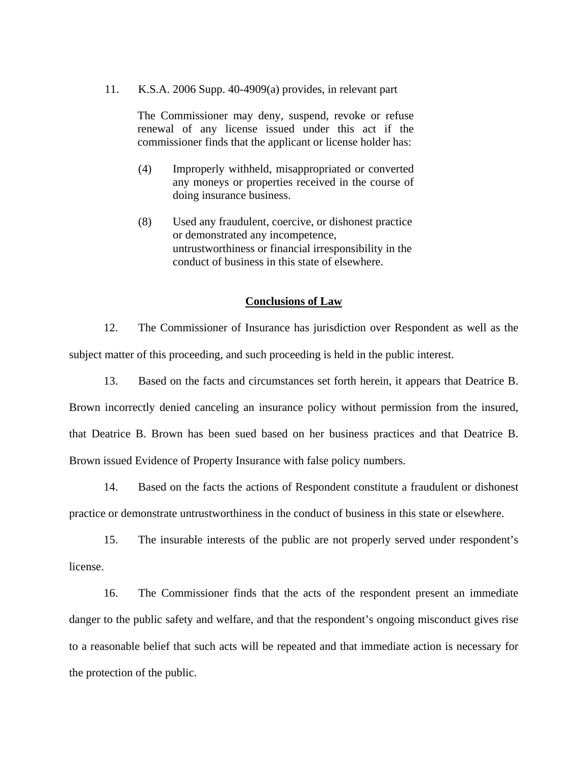11. K.S.A. 2006 Supp. 40-4909(a) provides, in relevant part

> The Commissioner may deny, suspend, revoke or refuse renewal of any license issued under this act if the commissioner finds that the applicant or license holder has:
>
> (4) Improperly withheld, misappropriated or converted any moneys or properties received in the course of doing insurance business.
>
> (8) Used any fraudulent, coercive, or dishonest practice or demonstrated any incompetence, untrustworthiness or financial irresponsibility in the conduct of business in this state of elsewhere.

## Conclusions of Law

12. The Commissioner of Insurance has jurisdiction over Respondent as well as the subject matter of this proceeding, and such proceeding is held in the public interest.

13. Based on the facts and circumstances set forth herein, it appears that Deatrice B. Brown incorrectly denied canceling an insurance policy without permission from the insured, that Deatrice B. Brown has been sued based on her business practices and that Deatrice B. Brown issued Evidence of Property Insurance with false policy numbers.

14. Based on the facts the actions of Respondent constitute a fraudulent or dishonest practice or demonstrate untrustworthiness in the conduct of business in this state or elsewhere.

15. The insurable interests of the public are not properly served under respondent's license.

16. The Commissioner finds that the acts of the respondent present an immediate danger to the public safety and welfare, and that the respondent's ongoing misconduct gives rise to a reasonable belief that such acts will be repeated and that immediate action is necessary for the protection of the public.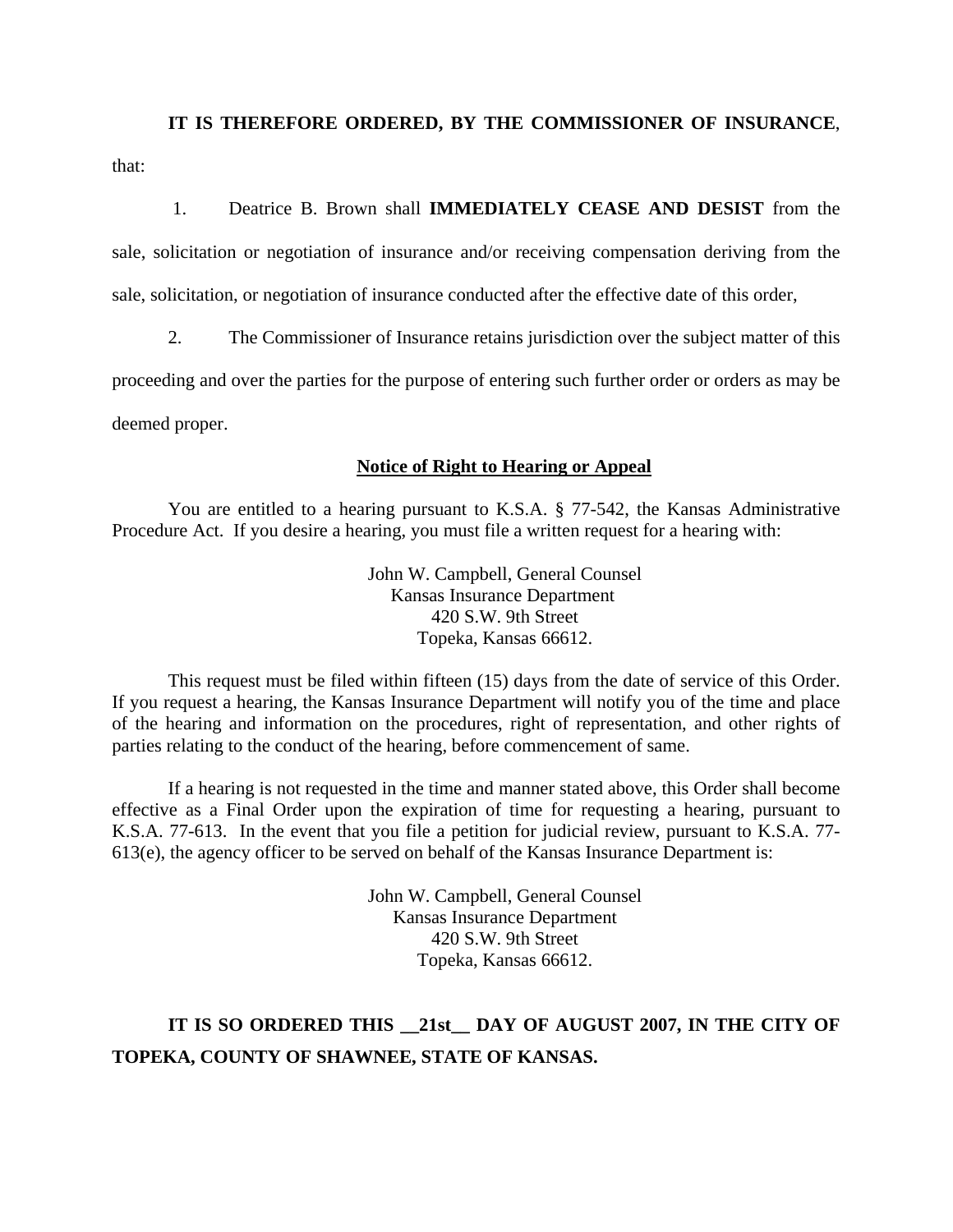**IT IS THEREFORE ORDERED, BY THE COMMISSIONER OF INSURANCE**, that:

1. Deatrice B. Brown shall **IMMEDIATELY CEASE AND DESIST** from the sale, solicitation or negotiation of insurance and/or receiving compensation deriving from the sale, solicitation, or negotiation of insurance conducted after the effective date of this order,

2. The Commissioner of Insurance retains jurisdiction over the subject matter of this proceeding and over the parties for the purpose of entering such further order or orders as may be deemed proper.

**Notice of Right to Hearing or Appeal**

You are entitled to a hearing pursuant to K.S.A. § 77-542, the Kansas Administrative Procedure Act. If you desire a hearing, you must file a written request for a hearing with:

John W. Campbell, General Counsel
Kansas Insurance Department
420 S.W. 9th Street
Topeka, Kansas 66612.

This request must be filed within fifteen (15) days from the date of service of this Order. If you request a hearing, the Kansas Insurance Department will notify you of the time and place of the hearing and information on the procedures, right of representation, and other rights of parties relating to the conduct of the hearing, before commencement of same.

If a hearing is not requested in the time and manner stated above, this Order shall become effective as a Final Order upon the expiration of time for requesting a hearing, pursuant to K.S.A. 77-613. In the event that you file a petition for judicial review, pursuant to K.S.A. 77-613(e), the agency officer to be served on behalf of the Kansas Insurance Department is:

John W. Campbell, General Counsel
Kansas Insurance Department
420 S.W. 9th Street
Topeka, Kansas 66612.

**IT IS SO ORDERED THIS __21st__ DAY OF AUGUST 2007, IN THE CITY OF TOPEKA, COUNTY OF SHAWNEE, STATE OF KANSAS.**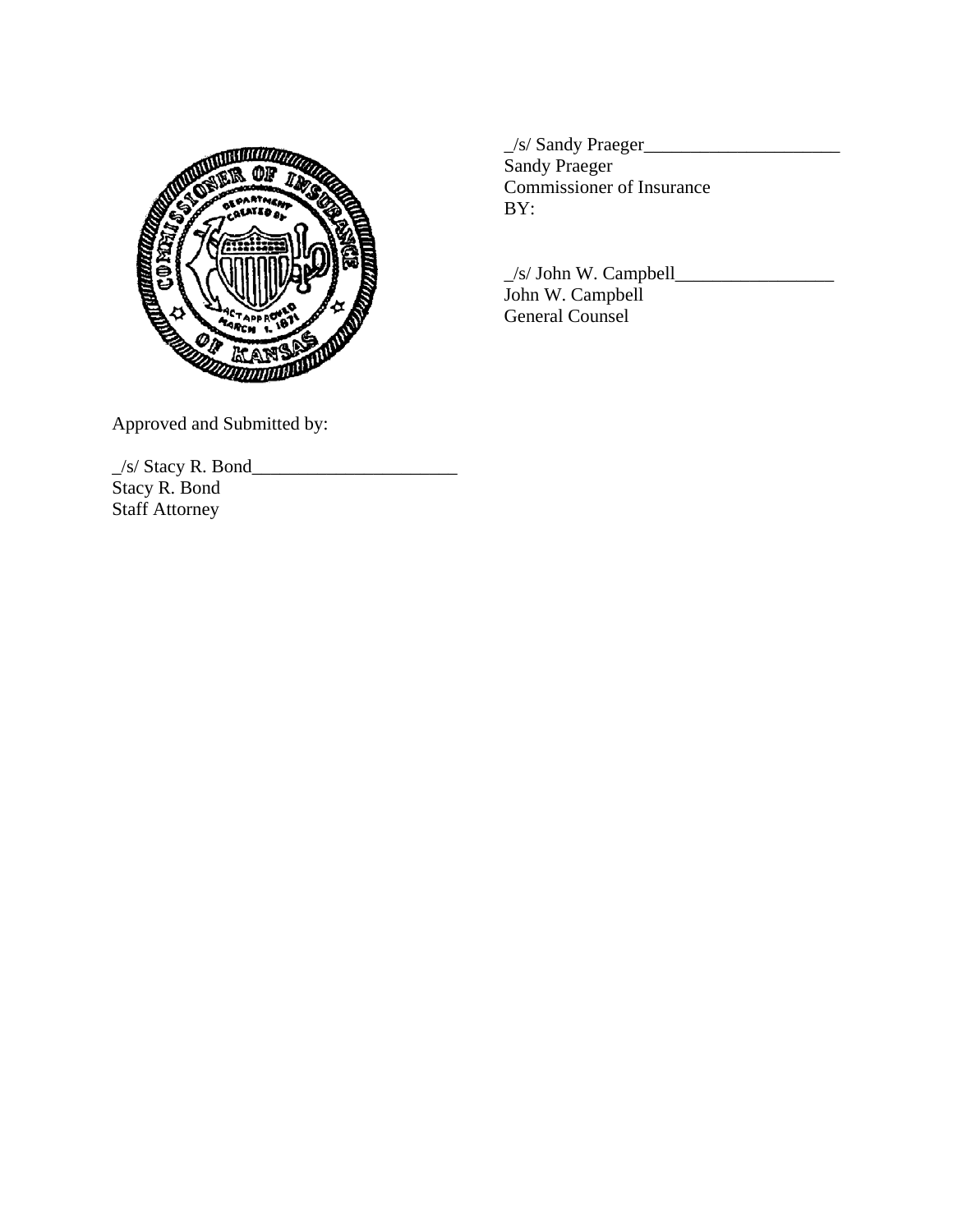_/s/ Sandy Praeger_____________________
Sandy Praeger
Commissioner of Insurance
BY:

_/s/ John W. Campbell_________________
John W. Campbell
General Counsel

Approved and Submitted by:

_/s/ Stacy R. Bond______________________
Stacy R. Bond
Staff Attorney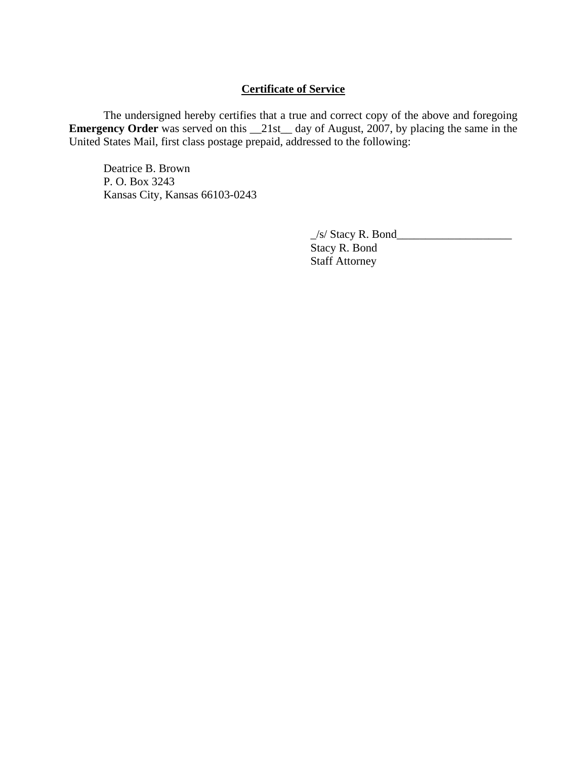## **Certificate of Service**

The undersigned hereby certifies that a true and correct copy of the above and foregoing **Emergency Order** was served on this __21st__ day of August, 2007, by placing the same in the United States Mail, first class postage prepaid, addressed to the following:

Deatrice B. Brown
P. O. Box 3243
Kansas City, Kansas 66103-0243

_/s/ Stacy R. Bond____________________
Stacy R. Bond
Staff Attorney